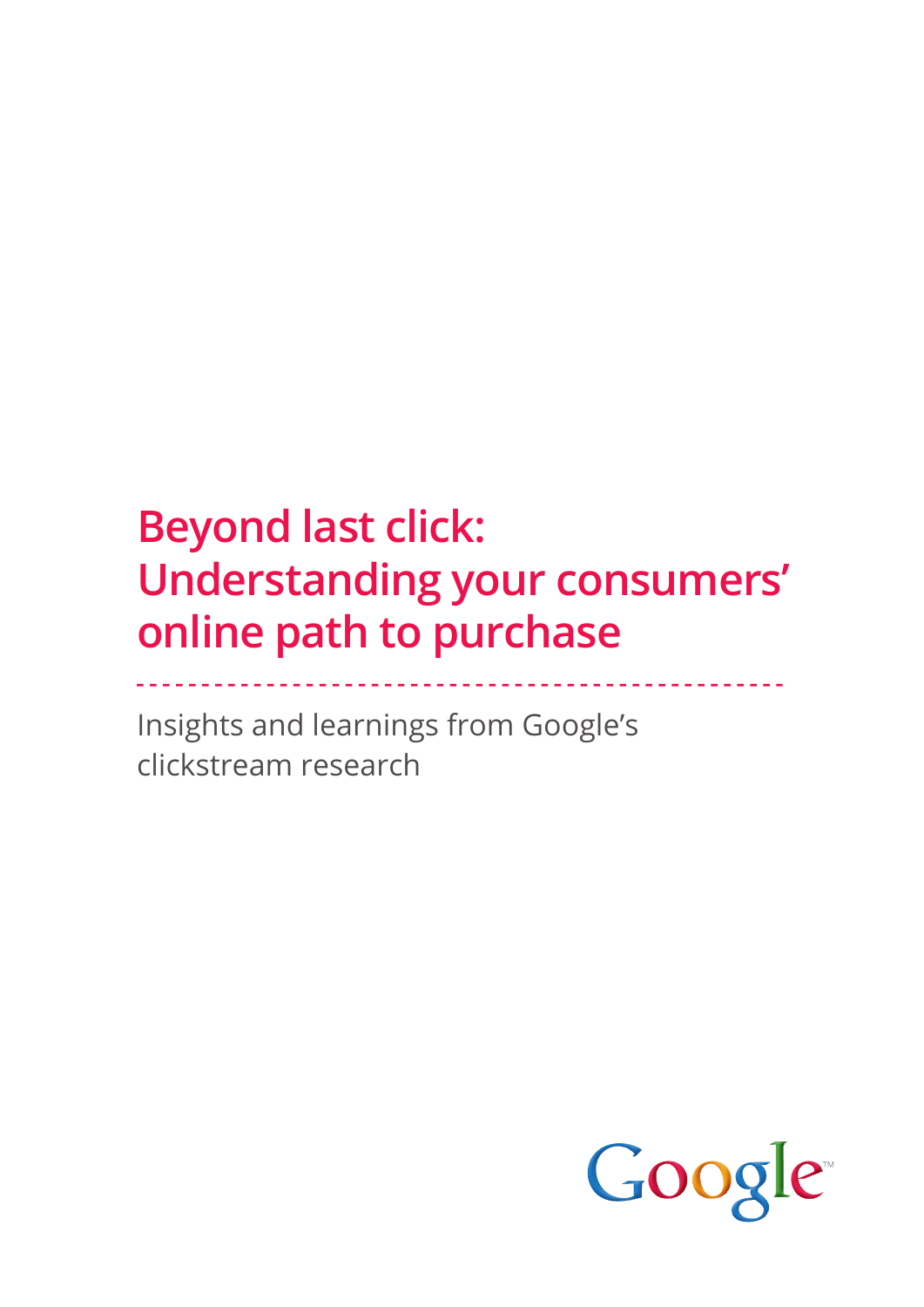# Beyond last click: Understanding your consumers' online path to purchase

Insights and learnings from Google's clickstream research

Google™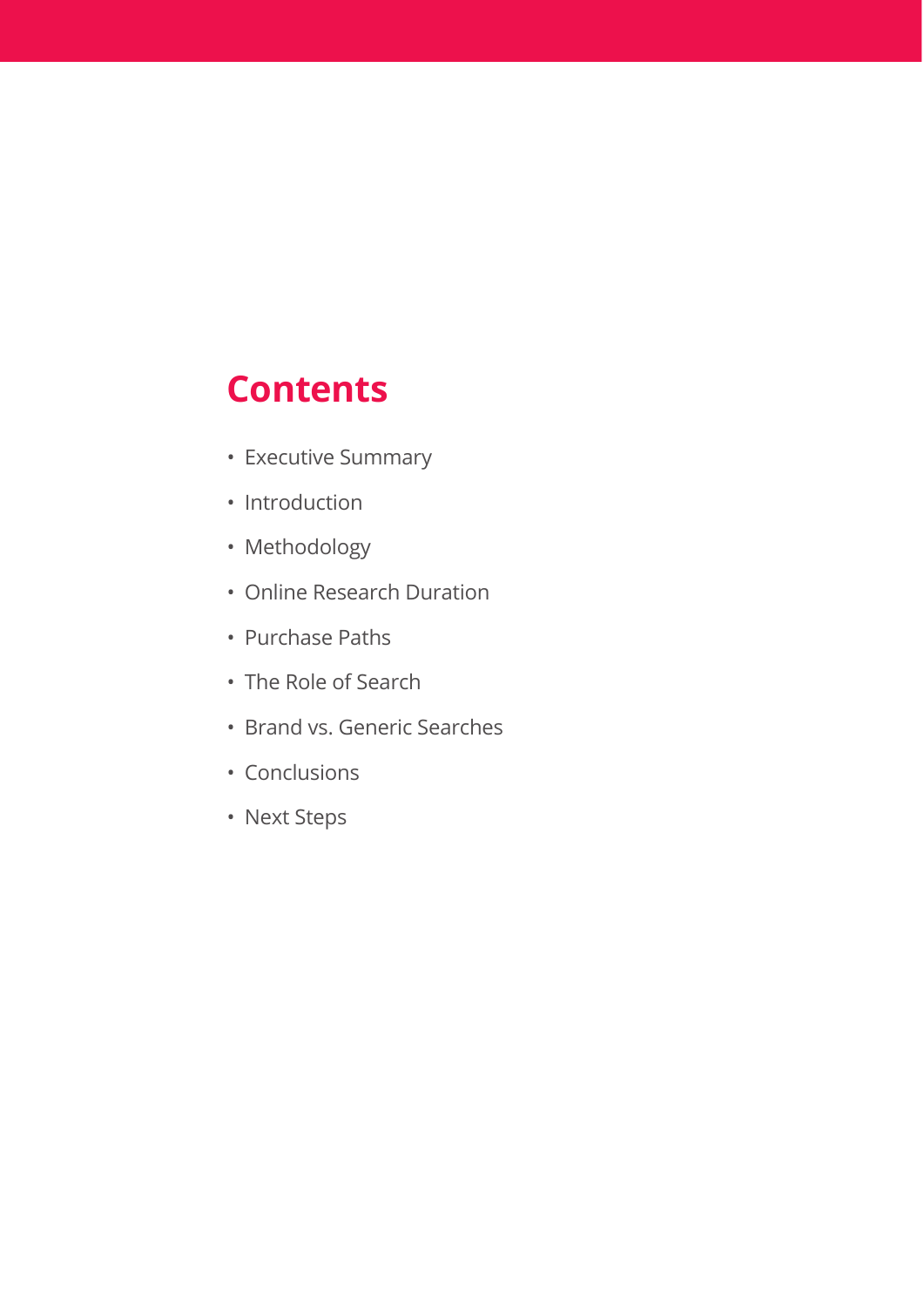## Contents

- Executive Summary
- Introduction
- Methodology
- Online Research Duration
- Purchase Paths
- The Role of Search
- Brand vs. Generic Searches
- Conclusions
- Next Steps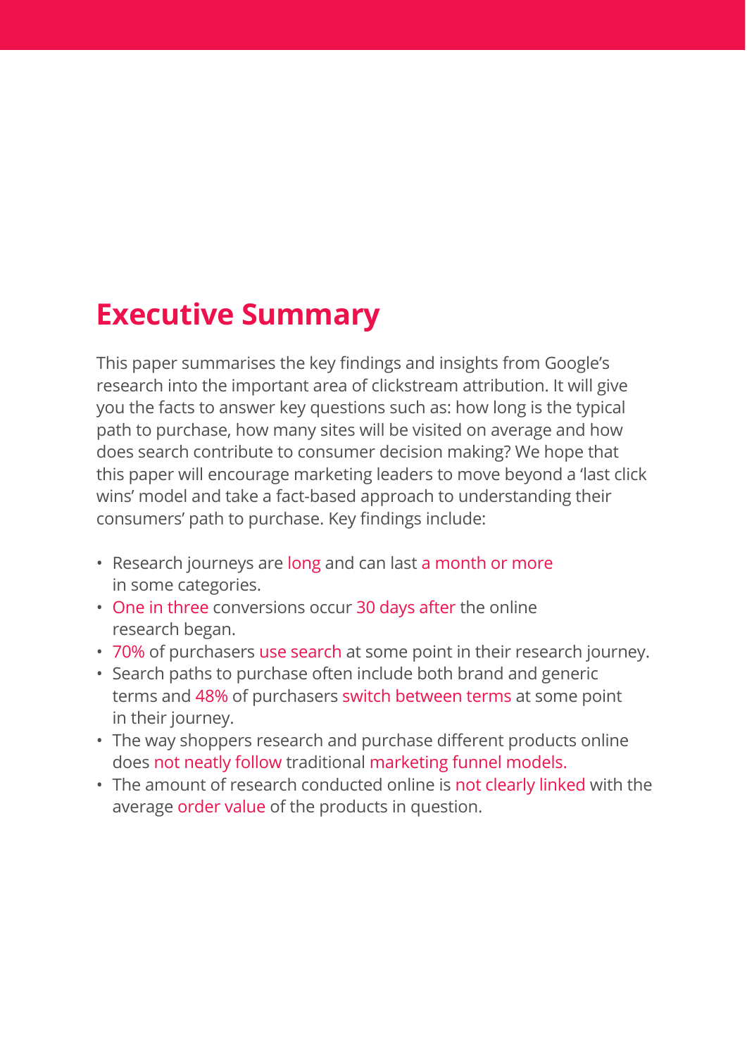# Executive Summary

This paper summarises the key findings and insights from Google's research into the important area of clickstream attribution. It will give you the facts to answer key questions such as: how long is the typical path to purchase, how many sites will be visited on average and how does search contribute to consumer decision making? We hope that this paper will encourage marketing leaders to move beyond a 'last click wins' model and take a fact-based approach to understanding their consumers' path to purchase. Key findings include:

- Research journeys are long and can last a month or more in some categories.
- One in three conversions occur 30 days after the online research began.
- 70% of purchasers use search at some point in their research journey.
- Search paths to purchase often include both brand and generic terms and 48% of purchasers switch between terms at some point in their journey.
- The way shoppers research and purchase different products online does not neatly follow traditional marketing funnel models.
- The amount of research conducted online is not clearly linked with the average order value of the products in question.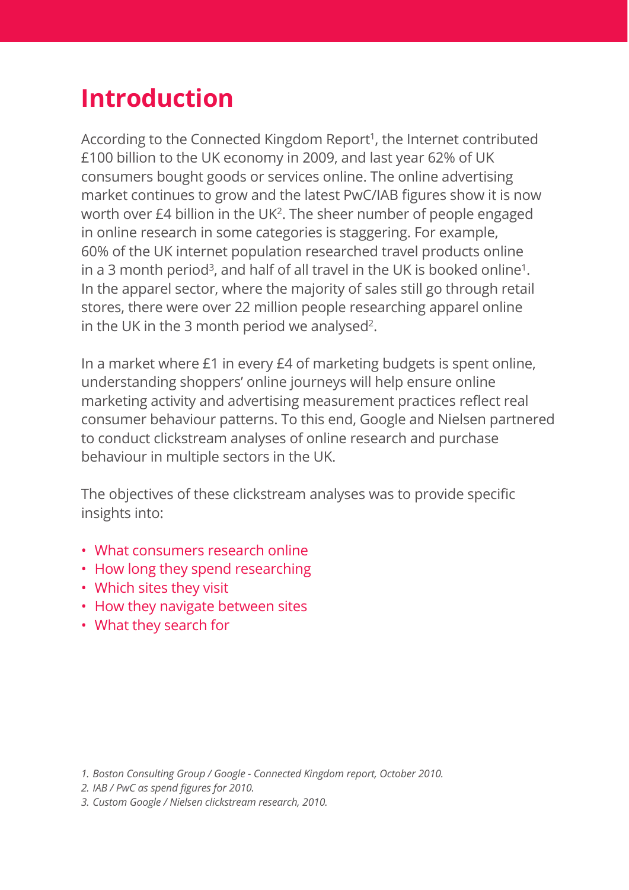# Introduction

According to the Connected Kingdom Report[1], the Internet contributed £100 billion to the UK economy in 2009, and last year 62% of UK consumers bought goods or services online. The online advertising market continues to grow and the latest PwC/IAB figures show it is now worth over £4 billion in the UK[2]. The sheer number of people engaged in online research in some categories is staggering. For example, 60% of the UK internet population researched travel products online in a 3 month period[3], and half of all travel in the UK is booked online[1]. In the apparel sector, where the majority of sales still go through retail stores, there were over 22 million people researching apparel online in the UK in the 3 month period we analysed[2].

In a market where £1 in every £4 of marketing budgets is spent online, understanding shoppers' online journeys will help ensure online marketing activity and advertising measurement practices reflect real consumer behaviour patterns. To this end, Google and Nielsen partnered to conduct clickstream analyses of online research and purchase behaviour in multiple sectors in the UK.

The objectives of these clickstream analyses was to provide specific insights into:

- What consumers research online
- How long they spend researching
- Which sites they visit
- How they navigate between sites
- What they search for

*1. Boston Consulting Group / Google - Connected Kingdom report, October 2010.*
*2. IAB / PwC as spend figures for 2010.*
*3. Custom Google / Nielsen clickstream research, 2010.*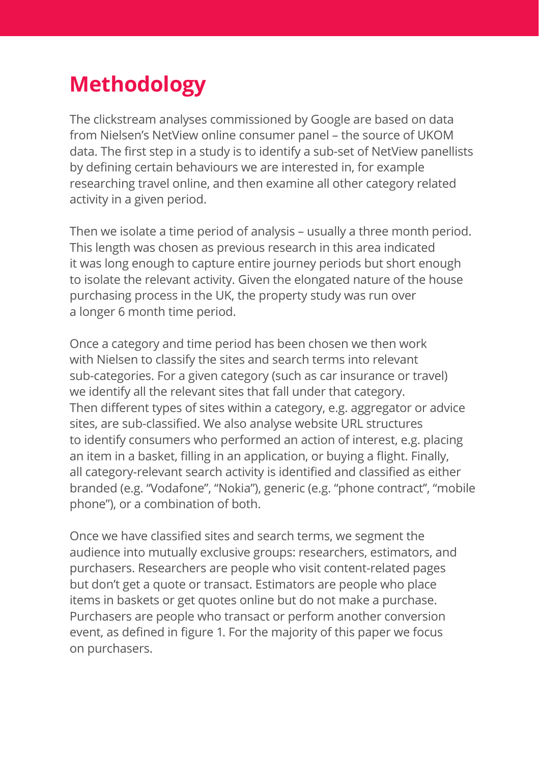# Methodology

The clickstream analyses commissioned by Google are based on data from Nielsen's NetView online consumer panel – the source of UKOM data. The first step in a study is to identify a sub-set of NetView panellists by defining certain behaviours we are interested in, for example researching travel online, and then examine all other category related activity in a given period.

Then we isolate a time period of analysis – usually a three month period. This length was chosen as previous research in this area indicated it was long enough to capture entire journey periods but short enough to isolate the relevant activity. Given the elongated nature of the house purchasing process in the UK, the property study was run over a longer 6 month time period.

Once a category and time period has been chosen we then work with Nielsen to classify the sites and search terms into relevant sub-categories. For a given category (such as car insurance or travel) we identify all the relevant sites that fall under that category. Then different types of sites within a category, e.g. aggregator or advice sites, are sub-classified. We also analyse website URL structures to identify consumers who performed an action of interest, e.g. placing an item in a basket, filling in an application, or buying a flight. Finally, all category-relevant search activity is identified and classified as either branded (e.g. "Vodafone", "Nokia"), generic (e.g. "phone contract", "mobile phone"), or a combination of both.

Once we have classified sites and search terms, we segment the audience into mutually exclusive groups: researchers, estimators, and purchasers. Researchers are people who visit content-related pages but don't get a quote or transact. Estimators are people who place items in baskets or get quotes online but do not make a purchase. Purchasers are people who transact or perform another conversion event, as defined in figure 1. For the majority of this paper we focus on purchasers.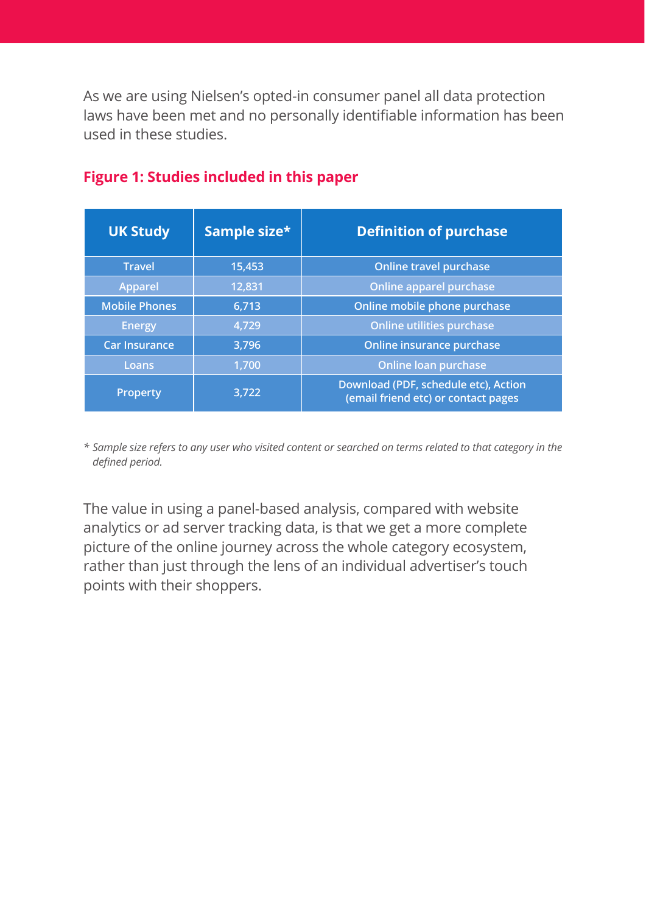As we are using Nielsen's opted-in consumer panel all data protection laws have been met and no personally identifiable information has been used in these studies.

**Figure 1: Studies included in this paper**

| UK Study | Sample size* | Definition of purchase |
|---|---|---|
| Travel | 15,453 | Online travel purchase |
| Apparel | 12,831 | Online apparel purchase |
| Mobile Phones | 6,713 | Online mobile phone purchase |
| Energy | 4,729 | Online utilities purchase |
| Car Insurance | 3,796 | Online insurance purchase |
| Loans | 1,700 | Online loan purchase |
| Property | 3,722 | Download (PDF, schedule etc), Action (email friend etc) or contact pages |

\* *Sample size refers to any user who visited content or searched on terms related to that category in the defined period.*

The value in using a panel-based analysis, compared with website analytics or ad server tracking data, is that we get a more complete picture of the online journey across the whole category ecosystem, rather than just through the lens of an individual advertiser's touch points with their shoppers.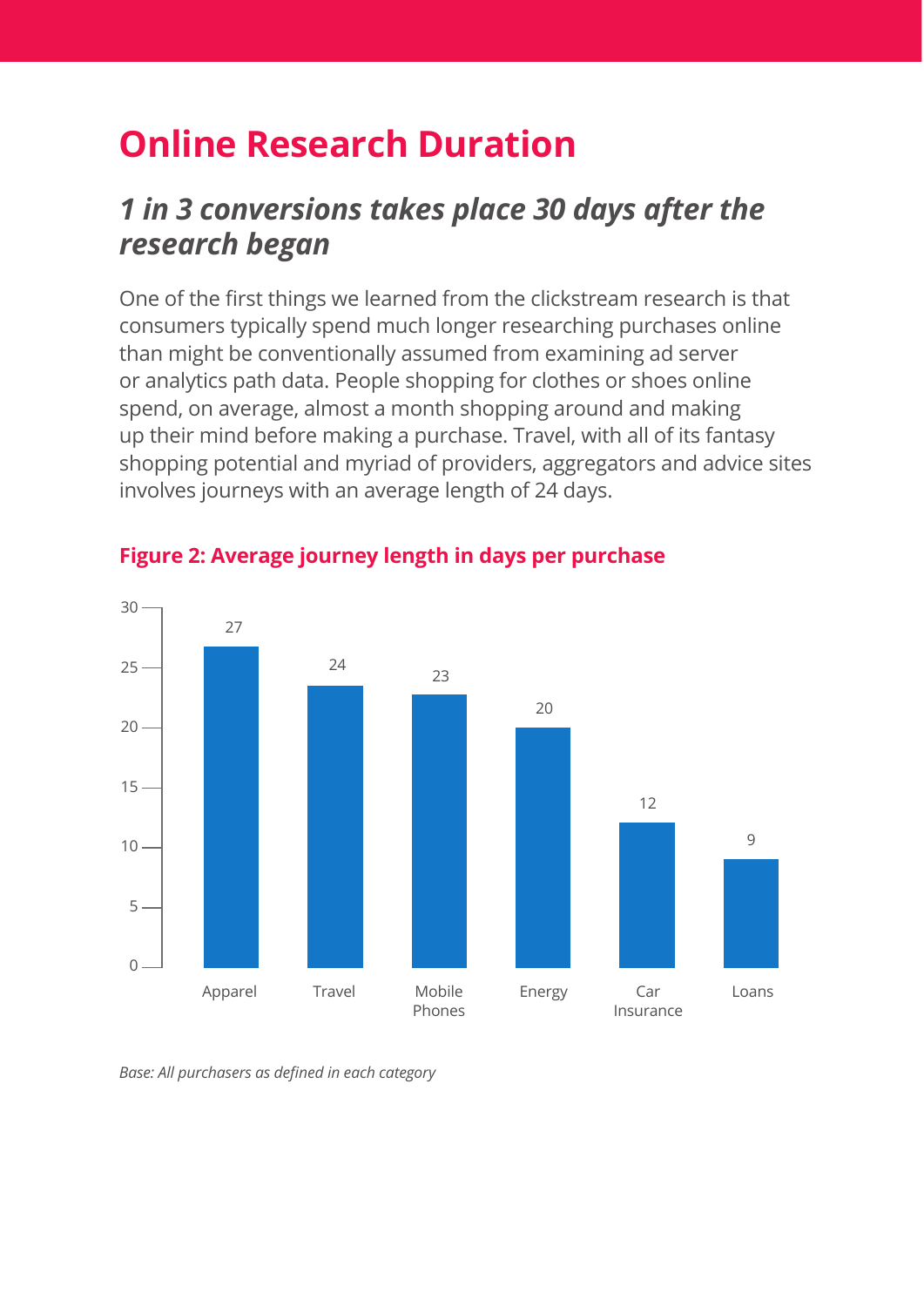# Online Research Duration

## *1 in 3 conversions takes place 30 days after the research began*

One of the first things we learned from the clickstream research is that consumers typically spend much longer researching purchases online than might be conventionally assumed from examining ad server or analytics path data. People shopping for clothes or shoes online spend, on average, almost a month shopping around and making up their mind before making a purchase. Travel, with all of its fantasy shopping potential and myriad of providers, aggregators and advice sites involves journeys with an average length of 24 days.

**Figure 2: Average journey length in days per purchase**

| Category | Days |
|---|---|
| Apparel | 27 |
| Travel | 24 |
| Mobile Phones | 23 |
| Energy | 20 |
| Car Insurance | 12 |
| Loans | 9 |

*Base: All purchasers as defined in each category*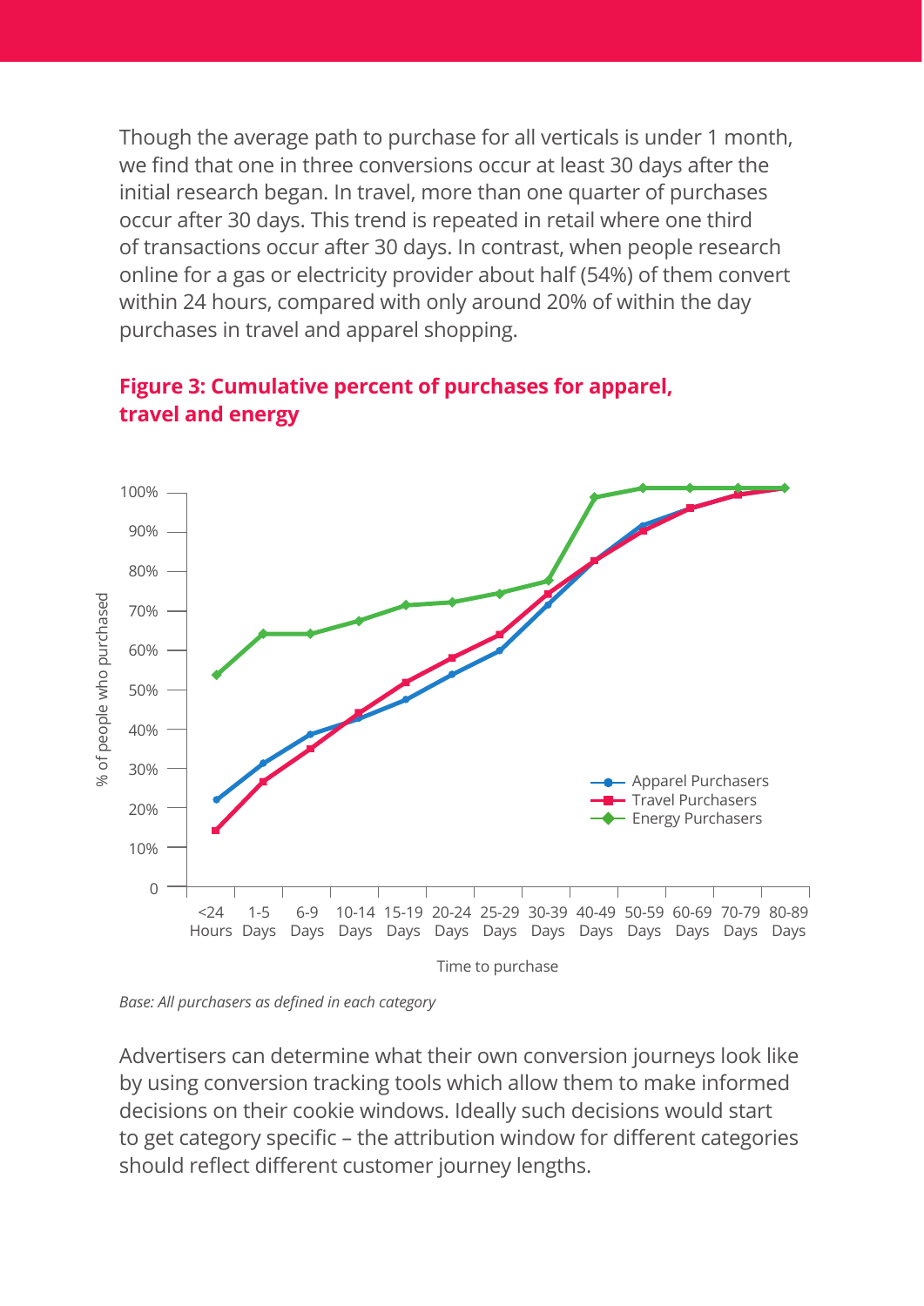Though the average path to purchase for all verticals is under 1 month, we find that one in three conversions occur at least 30 days after the initial research began. In travel, more than one quarter of purchases occur after 30 days. This trend is repeated in retail where one third of transactions occur after 30 days. In contrast, when people research online for a gas or electricity provider about half (54%) of them convert within 24 hours, compared with only around 20% of within the day purchases in travel and apparel shopping.

**Figure 3: Cumulative percent of purchases for apparel, travel and energy**

*Base: All purchasers as defined in each category*

Advertisers can determine what their own conversion journeys look like by using conversion tracking tools which allow them to make informed decisions on their cookie windows. Ideally such decisions would start to get category specific – the attribution window for different categories should reflect different customer journey lengths.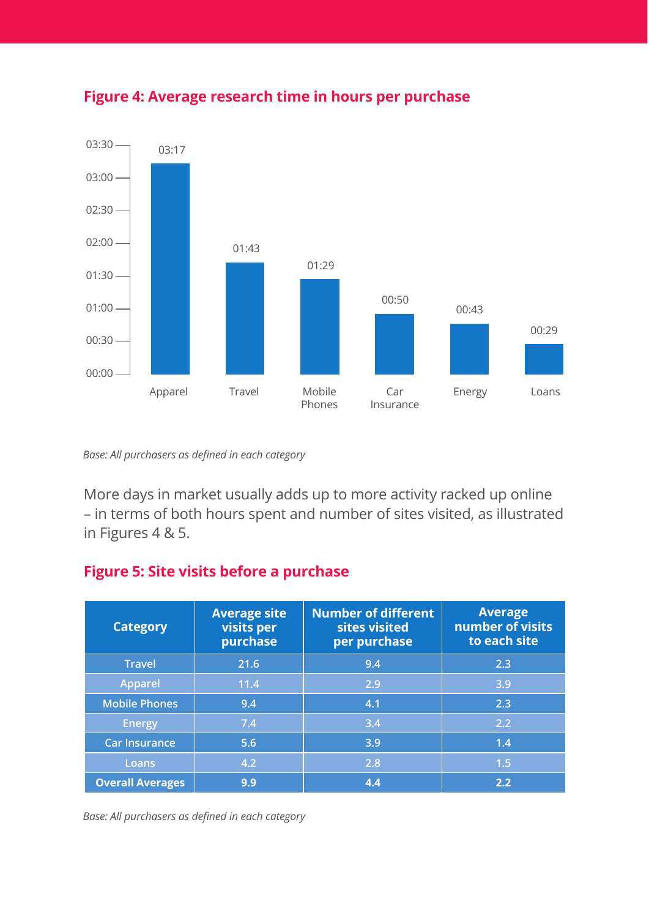## Figure 4: Average research time in hours per purchase

| Category | Average research time (hours) |
|---|---|
| Apparel | 03:17 |
| Travel | 01:43 |
| Mobile Phones | 01:29 |
| Car Insurance | 00:50 |
| Energy | 00:43 |
| Loans | 00:29 |

*Base: All purchasers as defined in each category*

More days in market usually adds up to more activity racked up online – in terms of both hours spent and number of sites visited, as illustrated in Figures 4 & 5.

## Figure 5: Site visits before a purchase

| Category | Average site visits per purchase | Number of different sites visited per purchase | Average number of visits to each site |
|---|---|---|---|
| Travel | 21.6 | 9.4 | 2.3 |
| Apparel | 11.4 | 2.9 | 3.9 |
| Mobile Phones | 9.4 | 4.1 | 2.3 |
| Energy | 7.4 | 3.4 | 2.2 |
| Car Insurance | 5.6 | 3.9 | 1.4 |
| Loans | 4.2 | 2.8 | 1.5 |
| **Overall Averages** | **9.9** | **4.4** | **2.2** |

*Base: All purchasers as defined in each category*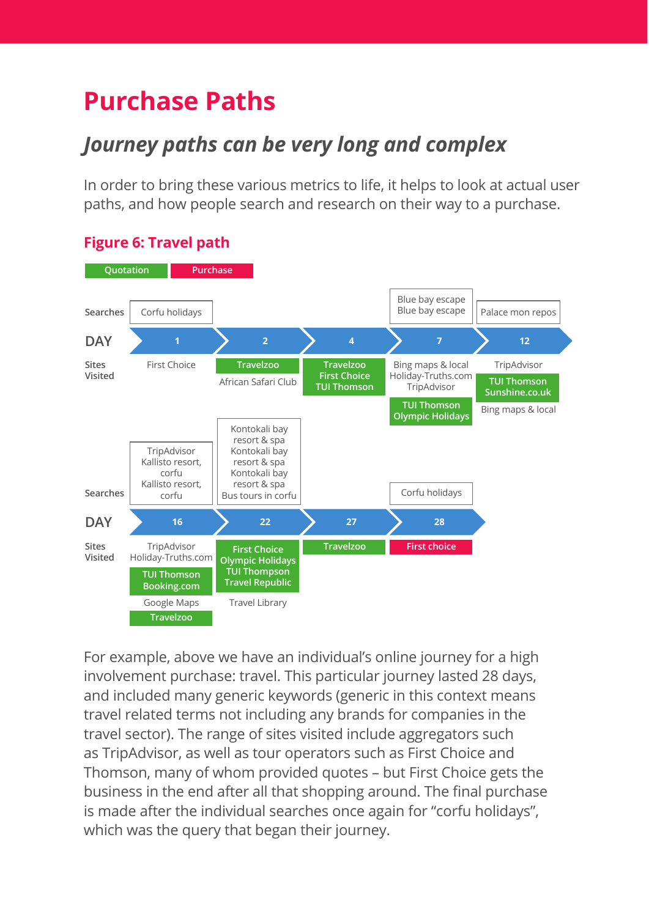# Purchase Paths

## *Journey paths can be very long and complex*

In order to bring these various metrics to life, it helps to look at actual user paths, and how people search and research on their way to a purchase.

### Figure 6: Travel path

Legend: Quotation | Purchase

| DAY | 1 | 2 | 4 | 7 | 12 |
|---|---|---|---|---|---|
| Searches | Corfu holidays | | | Blue bay escape<br>Blue bay escape | Palace mon repos |
| Sites Visited | First Choice | **Travelzoo** (Quotation)<br>African Safari Club | **Travelzoo**<br>**First Choice**<br>**TUI Thomson** (Quotation) | Bing maps & local<br>Holiday-Truths.com<br>TripAdvisor<br>**TUI Thomson**<br>**Olympic Holidays** (Quotation) | TripAdvisor<br>**TUI Thomson**<br>**Sunshine.co.uk** (Quotation)<br>Bing maps & local |

| DAY | 16 | 22 | 27 | 28 |
|---|---|---|---|---|
| Searches | TripAdvisor<br>Kallisto resort, corfu<br>Kallisto resort, corfu | Kontokali bay resort & spa<br>Kontokali bay resort & spa<br>Kontokali bay resort & spa<br>Bus tours in corfu | | Corfu holidays |
| Sites Visited | TripAdvisor<br>Holiday-Truths.com<br>**TUI Thomson**<br>**Booking.com** (Quotation)<br>Google Maps<br>**Travelzoo** (Quotation) | **First Choice**<br>**Olympic Holidays**<br>**TUI Thompson**<br>**Travel Republic** (Quotation)<br>Travel Library | **Travelzoo** (Quotation) | **First choice** (Purchase) |

For example, above we have an individual's online journey for a high involvement purchase: travel. This particular journey lasted 28 days, and included many generic keywords (generic in this context means travel related terms not including any brands for companies in the travel sector). The range of sites visited include aggregators such as TripAdvisor, as well as tour operators such as First Choice and Thomson, many of whom provided quotes – but First Choice gets the business in the end after all that shopping around. The final purchase is made after the individual searches once again for "corfu holidays", which was the query that began their journey.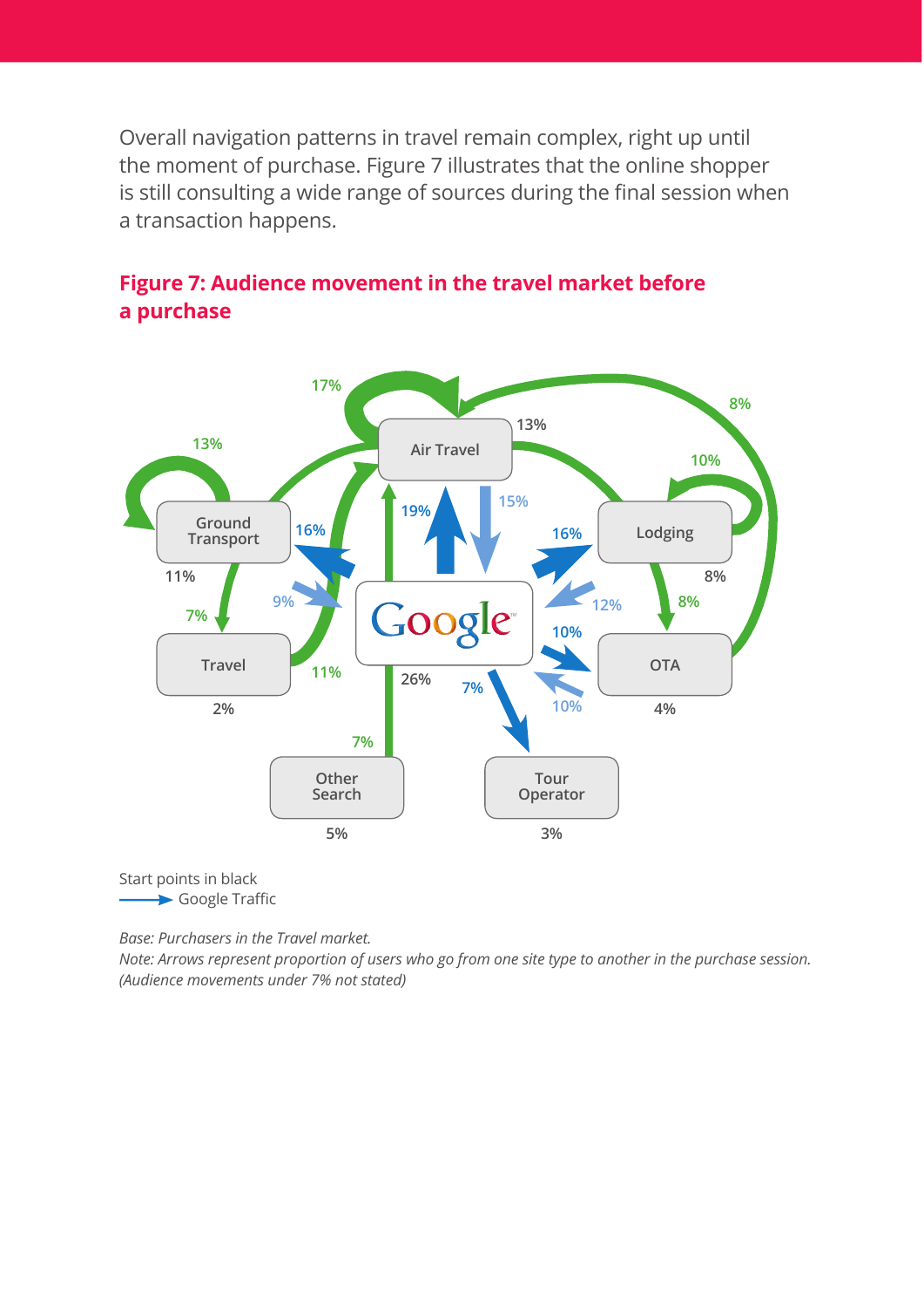Overall navigation patterns in travel remain complex, right up until the moment of purchase. Figure 7 illustrates that the online shopper is still consulting a wide range of sources during the final session when a transaction happens.

## Figure 7: Audience movement in the travel market before a purchase

Start points in black

Google Traffic

*Base: Purchasers in the Travel market.*

*Note: Arrows represent proportion of users who go from one site type to another in the purchase session. (Audience movements under 7% not stated)*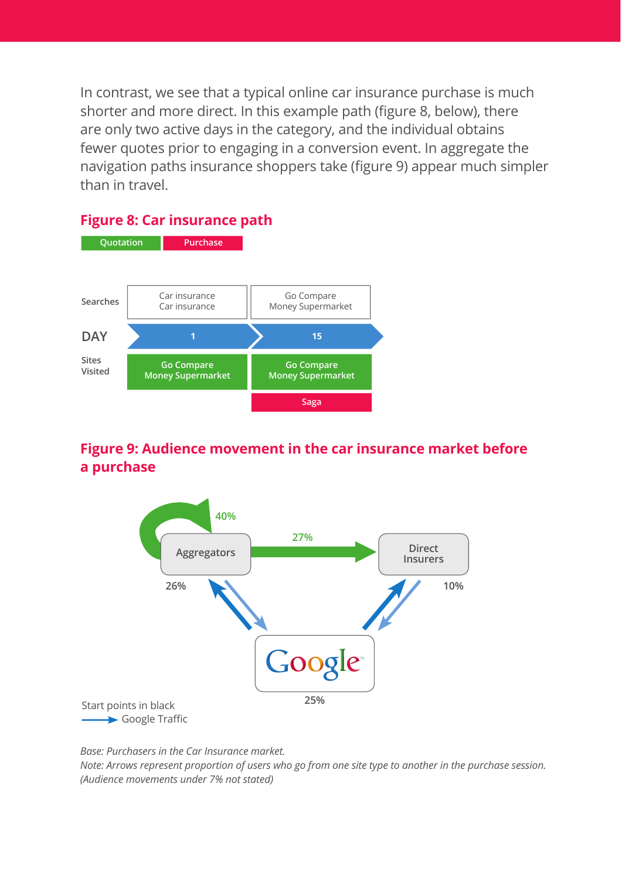In contrast, we see that a typical online car insurance purchase is much shorter and more direct. In this example path (figure 8, below), there are only two active days in the category, and the individual obtains fewer quotes prior to engaging in a conversion event. In aggregate the navigation paths insurance shoppers take (figure 9) appear much simpler than in travel.

## Figure 8: Car insurance path

Quotation | Purchase

| | | |
|---|---|---|
| Searches | Car insurance<br>Car insurance | Go Compare<br>Money Supermarket |
| DAY | 1 | 15 |
| Sites Visited | Go Compare<br>Money Supermarket | Go Compare<br>Money Supermarket<br>Saga |

## Figure 9: Audience movement in the car insurance market before a purchase

40%

27%

Aggregators

Direct Insurers

26%

10%

Google

25%

Start points in black

Google Traffic

*Base: Purchasers in the Car Insurance market.*
*Note: Arrows represent proportion of users who go from one site type to another in the purchase session. (Audience movements under 7% not stated)*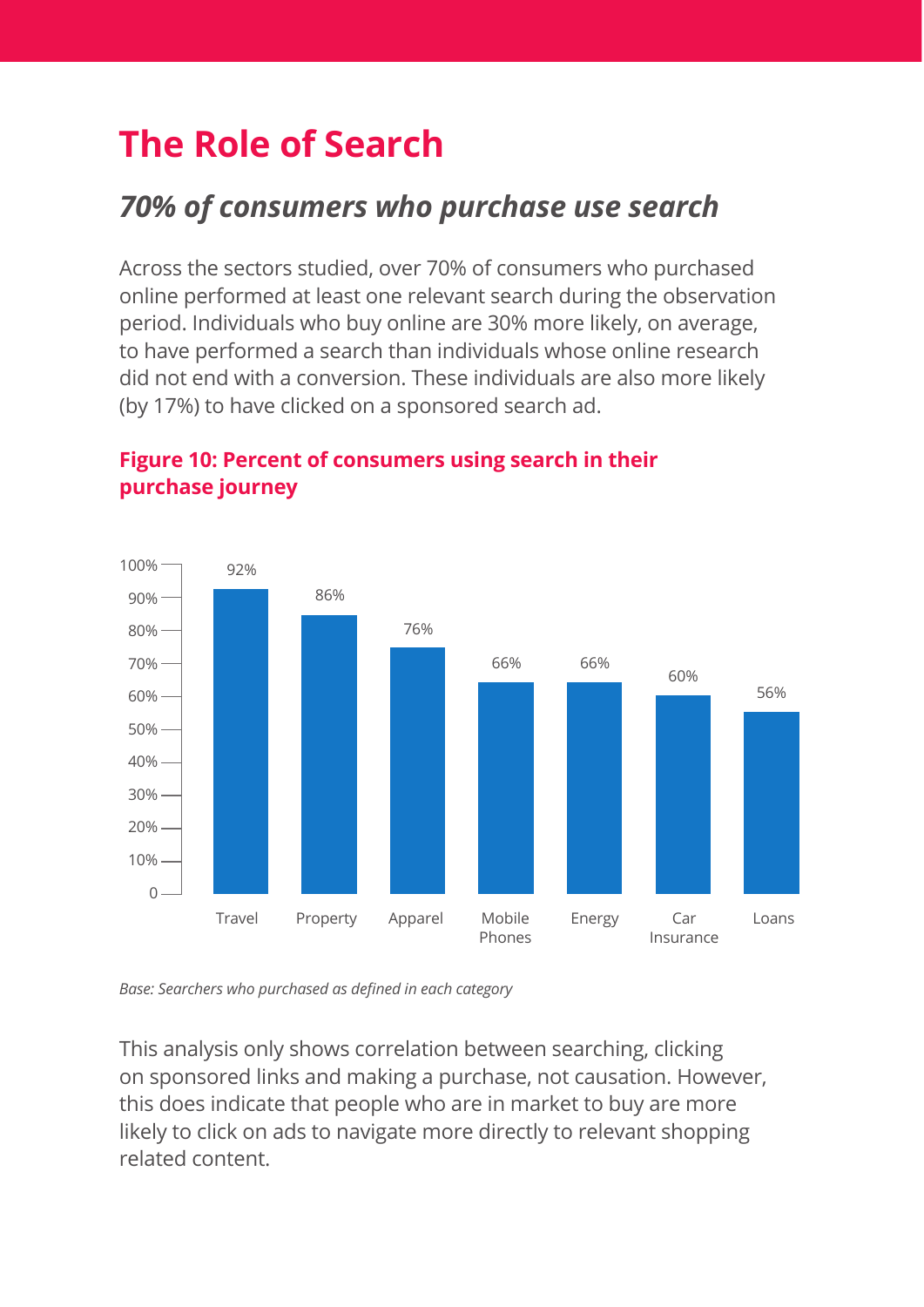# The Role of Search

## *70% of consumers who purchase use search*

Across the sectors studied, over 70% of consumers who purchased online performed at least one relevant search during the observation period. Individuals who buy online are 30% more likely, on average, to have performed a search than individuals whose online research did not end with a conversion. These individuals are also more likely (by 17%) to have clicked on a sponsored search ad.

**Figure 10: Percent of consumers using search in their purchase journey**

| Category | Percent |
|---|---|
| Travel | 92% |
| Property | 86% |
| Apparel | 76% |
| Mobile Phones | 66% |
| Energy | 66% |
| Car Insurance | 60% |
| Loans | 56% |

*Base: Searchers who purchased as defined in each category*

This analysis only shows correlation between searching, clicking on sponsored links and making a purchase, not causation. However, this does indicate that people who are in market to buy are more likely to click on ads to navigate more directly to relevant shopping related content.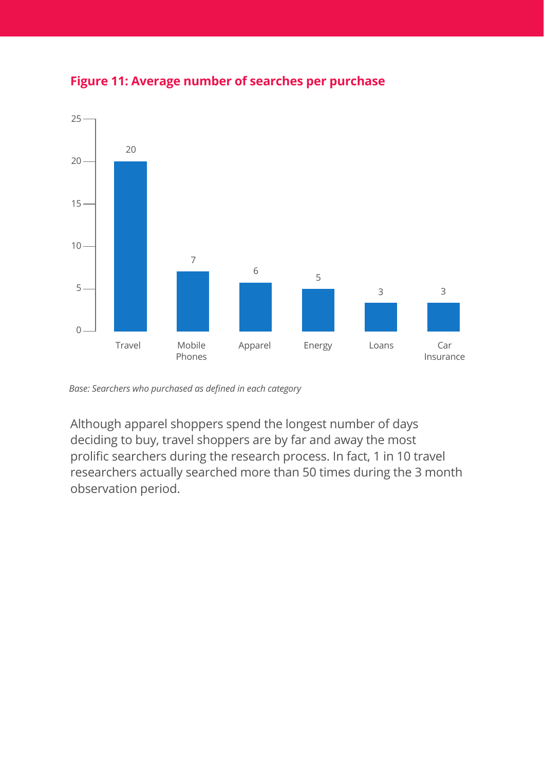### Figure 11: Average number of searches per purchase

| Category | Average number of searches per purchase |
|---|---|
| Travel | 20 |
| Mobile Phones | 7 |
| Apparel | 6 |
| Energy | 5 |
| Loans | 3 |
| Car Insurance | 3 |

*Base: Searchers who purchased as defined in each category*

Although apparel shoppers spend the longest number of days deciding to buy, travel shoppers are by far and away the most prolific searchers during the research process. In fact, 1 in 10 travel researchers actually searched more than 50 times during the 3 month observation period.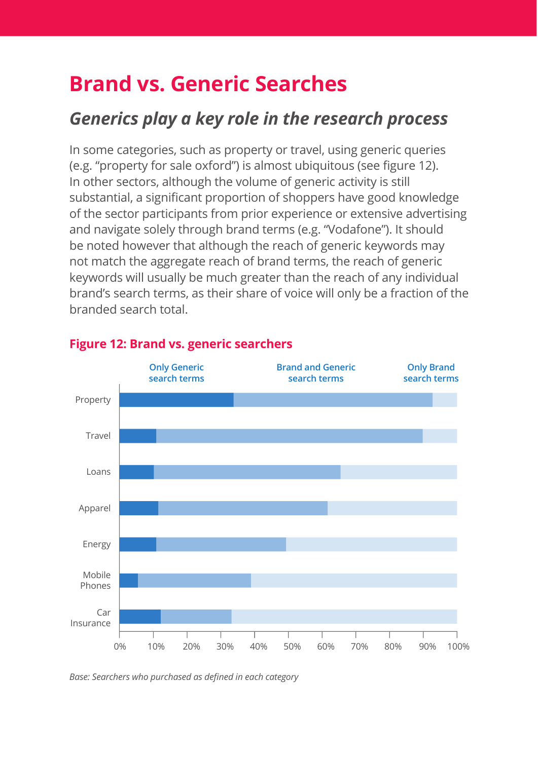# Brand vs. Generic Searches

## *Generics play a key role in the research process*

In some categories, such as property or travel, using generic queries (e.g. "property for sale oxford") is almost ubiquitous (see figure 12). In other sectors, although the volume of generic activity is still substantial, a significant proportion of shoppers have good knowledge of the sector participants from prior experience or extensive advertising and navigate solely through brand terms (e.g. "Vodafone"). It should be noted however that although the reach of generic keywords may not match the aggregate reach of brand terms, the reach of generic keywords will usually be much greater than the reach of any individual brand's search terms, as their share of voice will only be a fraction of the branded search total.

**Figure 12: Brand vs. generic searchers**

Only Generic search terms | Brand and Generic search terms | Only Brand search terms

Property, Travel, Loans, Apparel, Energy, Mobile Phones, Car Insurance

0% 10% 20% 30% 40% 50% 60% 70% 80% 90% 100%

*Base: Searchers who purchased as defined in each category*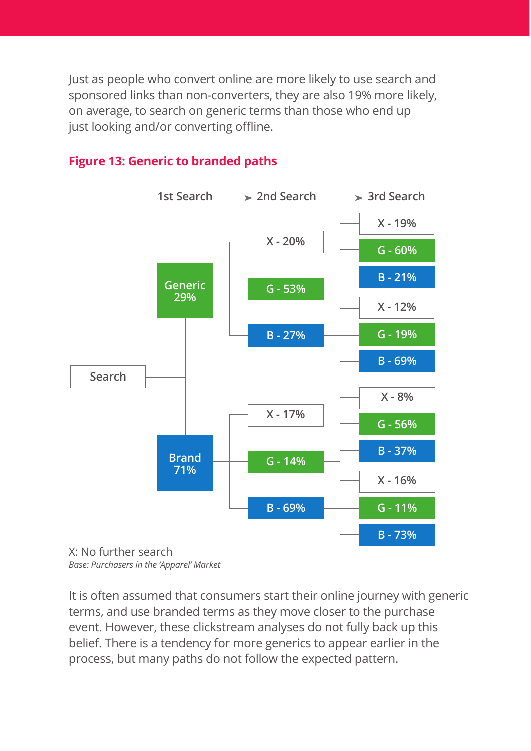Just as people who convert online are more likely to use search and sponsored links than non-converters, they are also 19% more likely, on average, to search on generic terms than those who end up just looking and/or converting offline.

**Figure 13: Generic to branded paths**

| 1st Search | 2nd Search | 3rd Search |
|---|---|---|
| Generic 29% | X - 20% | |
| | G - 53% | X - 19% |
| | | G - 60% |
| | | B - 21% |
| | B - 27% | X - 12% |
| | | G - 19% |
| | | B - 69% |
| Brand 71% | X - 17% | |
| | G - 14% | X - 8% |
| | | G - 56% |
| | | B - 37% |
| | B - 69% | X - 16% |
| | | G - 11% |
| | | B - 73% |

X: No further search

*Base: Purchasers in the 'Apparel' Market*

It is often assumed that consumers start their online journey with generic terms, and use branded terms as they move closer to the purchase event. However, these clickstream analyses do not fully back up this belief. There is a tendency for more generics to appear earlier in the process, but many paths do not follow the expected pattern.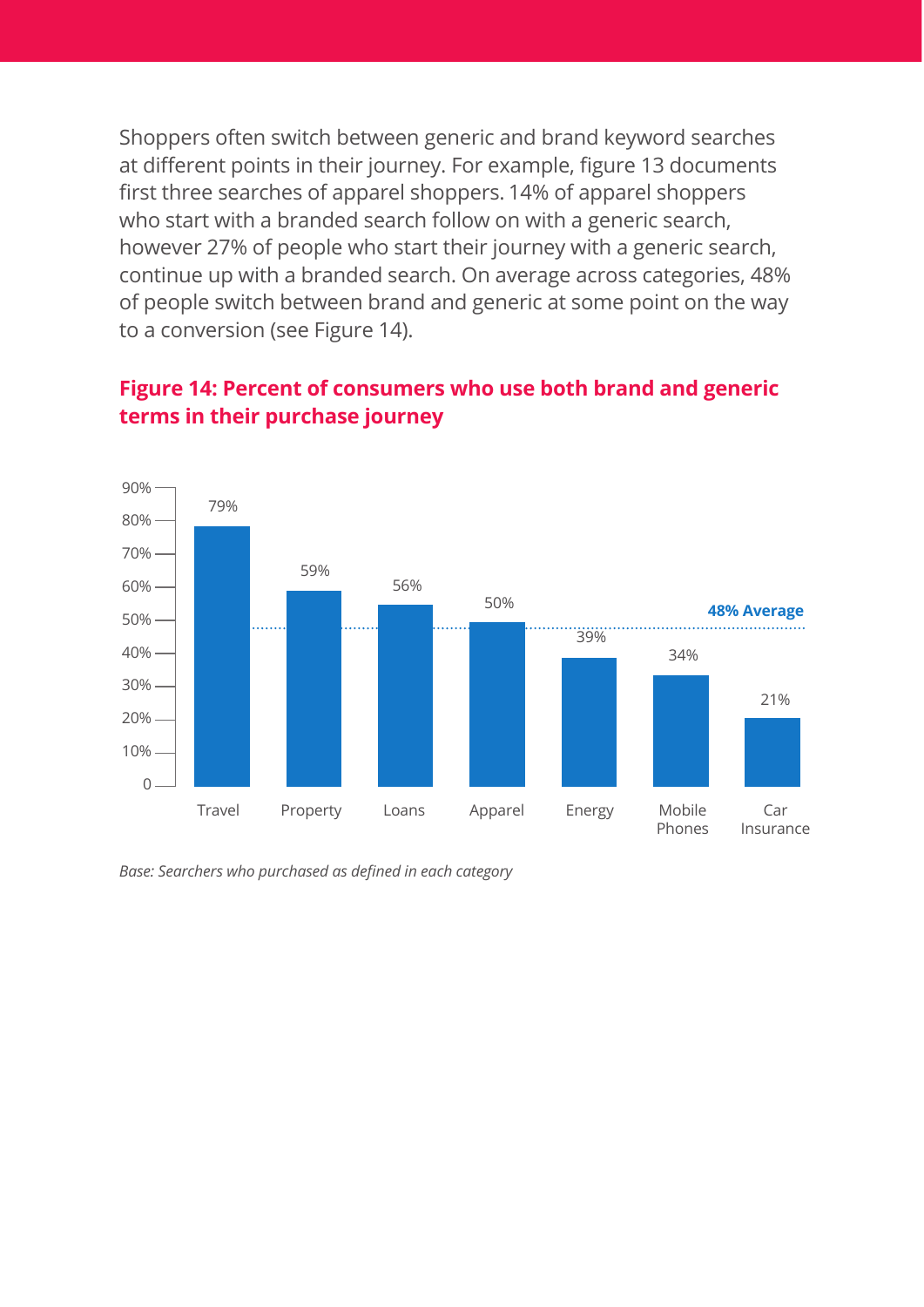Shoppers often switch between generic and brand keyword searches at different points in their journey. For example, figure 13 documents first three searches of apparel shoppers. 14% of apparel shoppers who start with a branded search follow on with a generic search, however 27% of people who start their journey with a generic search, continue up with a branded search. On average across categories, 48% of people switch between brand and generic at some point on the way to a conversion (see Figure 14).

## Figure 14: Percent of consumers who use both brand and generic terms in their purchase journey

| Category | Percent |
|---|---|
| Travel | 79% |
| Property | 59% |
| Loans | 56% |
| Apparel | 50% |
| Energy | 39% |
| Mobile Phones | 34% |
| Car Insurance | 21% |

48% Average

*Base: Searchers who purchased as defined in each category*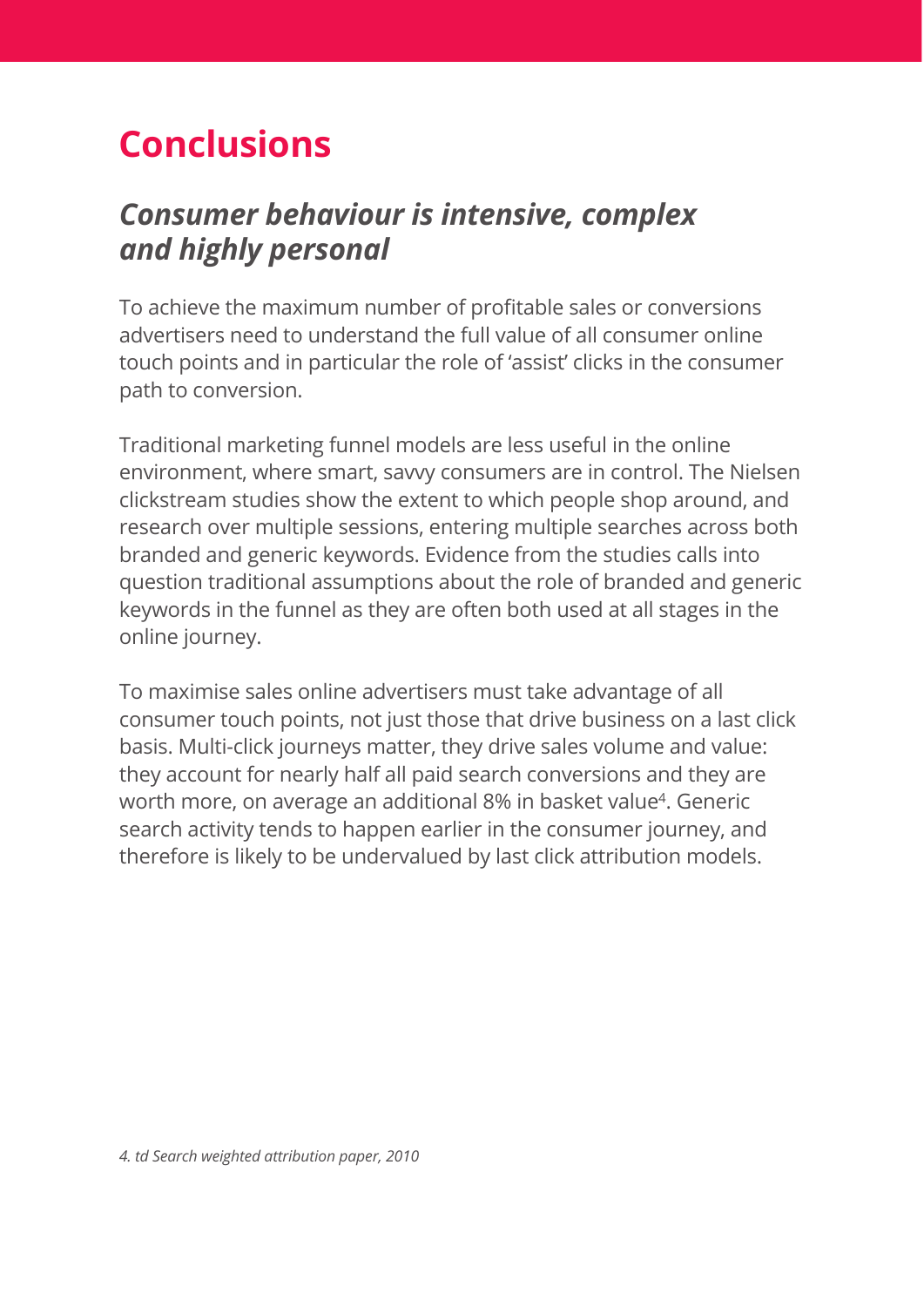# Conclusions

## *Consumer behaviour is intensive, complex and highly personal*

To achieve the maximum number of profitable sales or conversions advertisers need to understand the full value of all consumer online touch points and in particular the role of 'assist' clicks in the consumer path to conversion.

Traditional marketing funnel models are less useful in the online environment, where smart, savvy consumers are in control. The Nielsen clickstream studies show the extent to which people shop around, and research over multiple sessions, entering multiple searches across both branded and generic keywords. Evidence from the studies calls into question traditional assumptions about the role of branded and generic keywords in the funnel as they are often both used at all stages in the online journey.

To maximise sales online advertisers must take advantage of all consumer touch points, not just those that drive business on a last click basis. Multi-click journeys matter, they drive sales volume and value: they account for nearly half all paid search conversions and they are worth more, on average an additional 8% in basket value[4]. Generic search activity tends to happen earlier in the consumer journey, and therefore is likely to be undervalued by last click attribution models.

*4. td Search weighted attribution paper, 2010*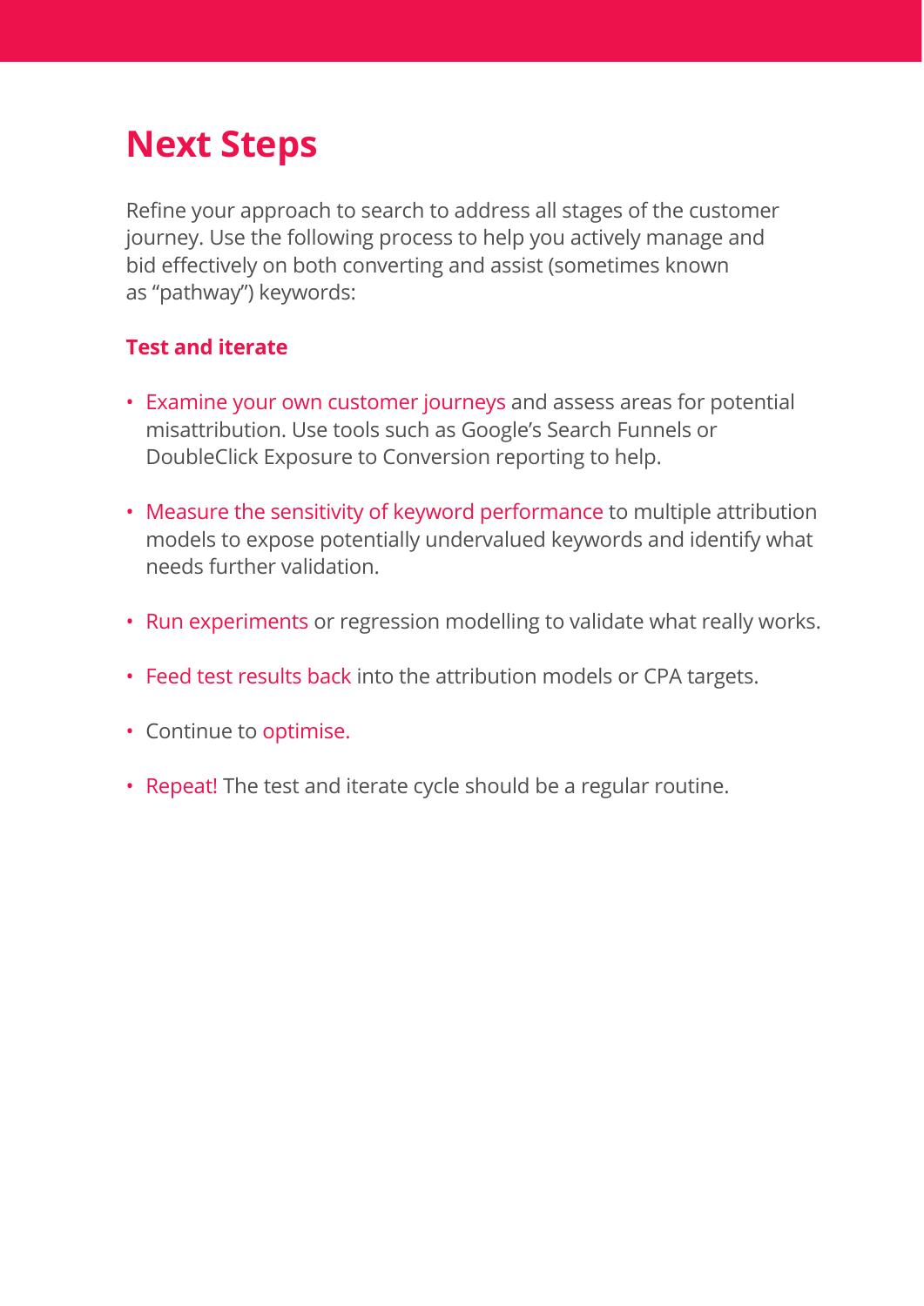# Next Steps

Refine your approach to search to address all stages of the customer journey. Use the following process to help you actively manage and bid effectively on both converting and assist (sometimes known as "pathway") keywords:

### Test and iterate

- Examine your own customer journeys and assess areas for potential misattribution. Use tools such as Google's Search Funnels or DoubleClick Exposure to Conversion reporting to help.
- Measure the sensitivity of keyword performance to multiple attribution models to expose potentially undervalued keywords and identify what needs further validation.
- Run experiments or regression modelling to validate what really works.
- Feed test results back into the attribution models or CPA targets.
- Continue to optimise.
- Repeat! The test and iterate cycle should be a regular routine.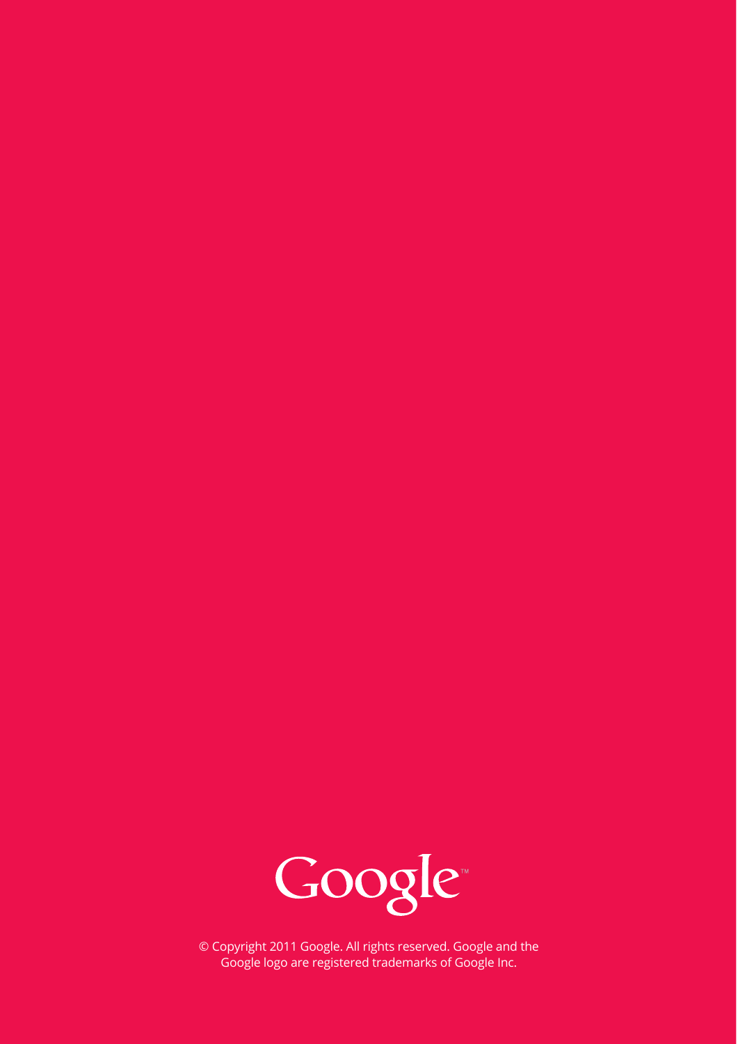Google™

© Copyright 2011 Google. All rights reserved. Google and the Google logo are registered trademarks of Google Inc.